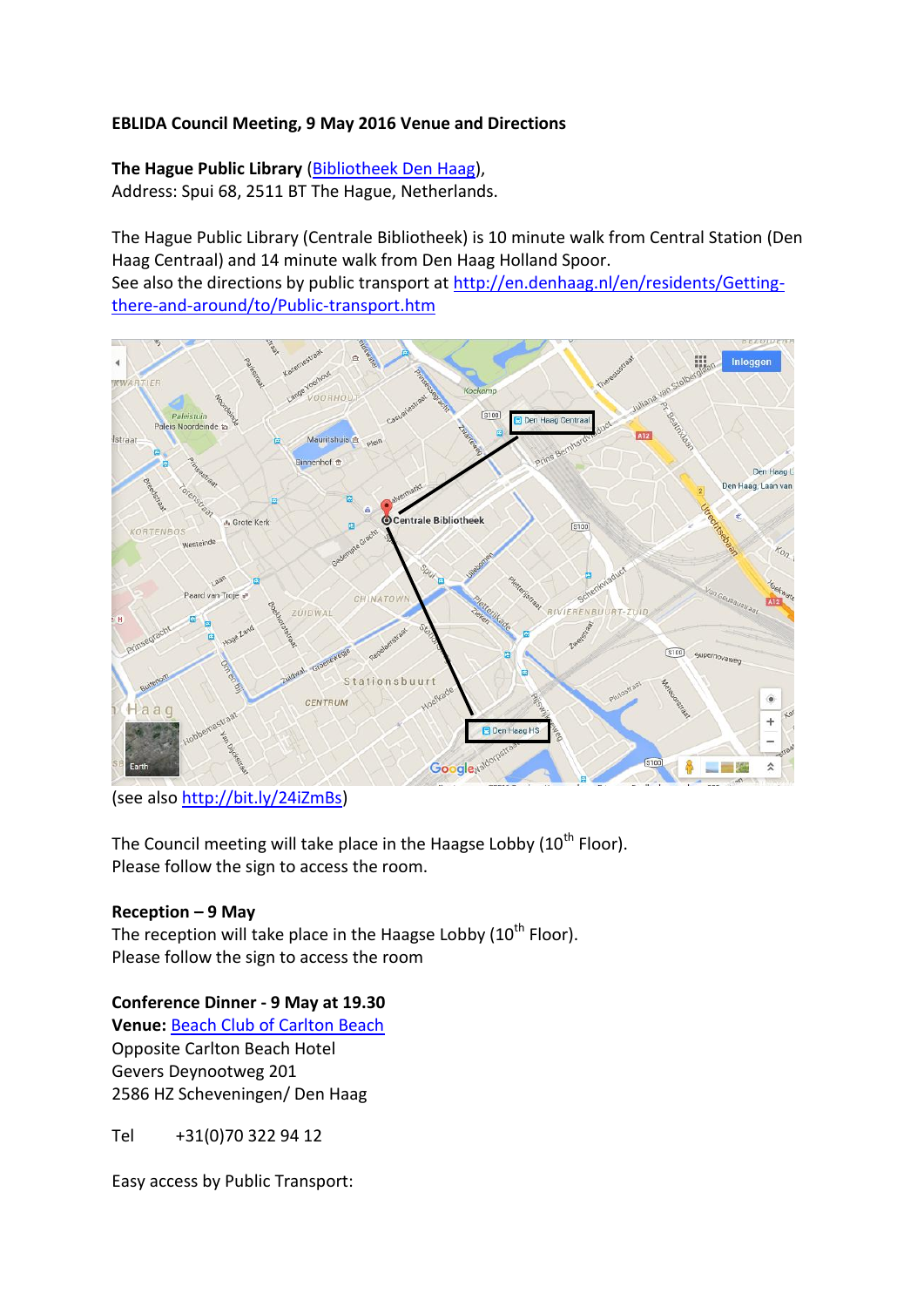**EBLIDA Council Meeting, 9 May 2016 Venue and Directions**

**The Hague Public Library** ([Bibliotheek Den Haag](Bibliotheek Den Haag)),
Address: Spui 68, 2511 BT The Hague, Netherlands.

The Hague Public Library (Centrale Bibliotheek) is 10 minute walk from Central Station (Den Haag Centraal) and 14 minute walk from Den Haag Holland Spoor.
See also the directions by public transport at http://en.denhaag.nl/en/residents/Getting-there-and-around/to/Public-transport.htm

(see also http://bit.ly/24iZmBs)

The Council meeting will take place in the Haagse Lobby (10th Floor).
Please follow the sign to access the room.

**Reception – 9 May**
The reception will take place in the Haagse Lobby (10th Floor).
Please follow the sign to access the room

**Conference Dinner - 9 May at 19.30**
**Venue:** Beach Club of Carlton Beach
Opposite Carlton Beach Hotel
Gevers Deynootweg 201
2586 HZ Scheveningen/ Den Haag

Tel +31(0)70 322 94 12

Easy access by Public Transport: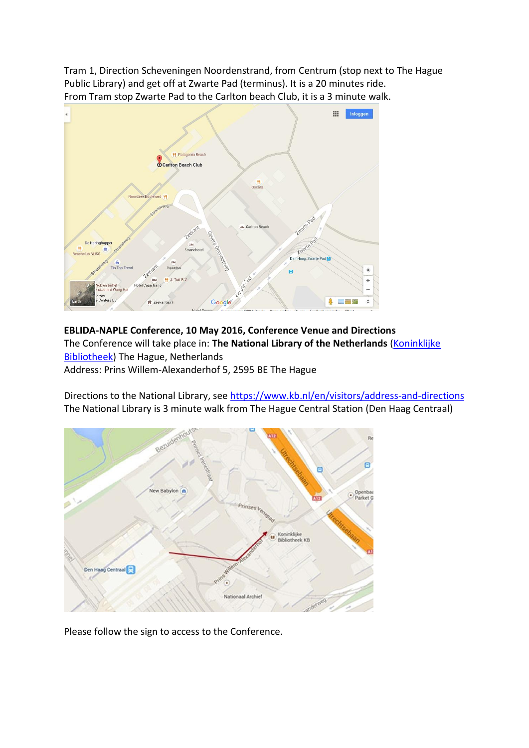Tram 1, Direction Scheveningen Noordenstrand, from Centrum (stop next to The Hague Public Library) and get off at Zwarte Pad (terminus). It is a 20 minutes ride.
From Tram stop Zwarte Pad to the Carlton beach Club, it is a 3 minute walk.

**EBLIDA-NAPLE Conference, 10 May 2016, Conference Venue and Directions**
The Conference will take place in: **The National Library of the Netherlands** (Koninklijke Bibliotheek) The Hague, Netherlands
Address: Prins Willem-Alexanderhof 5, 2595 BE The Hague

Directions to the National Library, see https://www.kb.nl/en/visitors/address-and-directions
The National Library is 3 minute walk from The Hague Central Station (Den Haag Centraal)

Please follow the sign to access to the Conference.